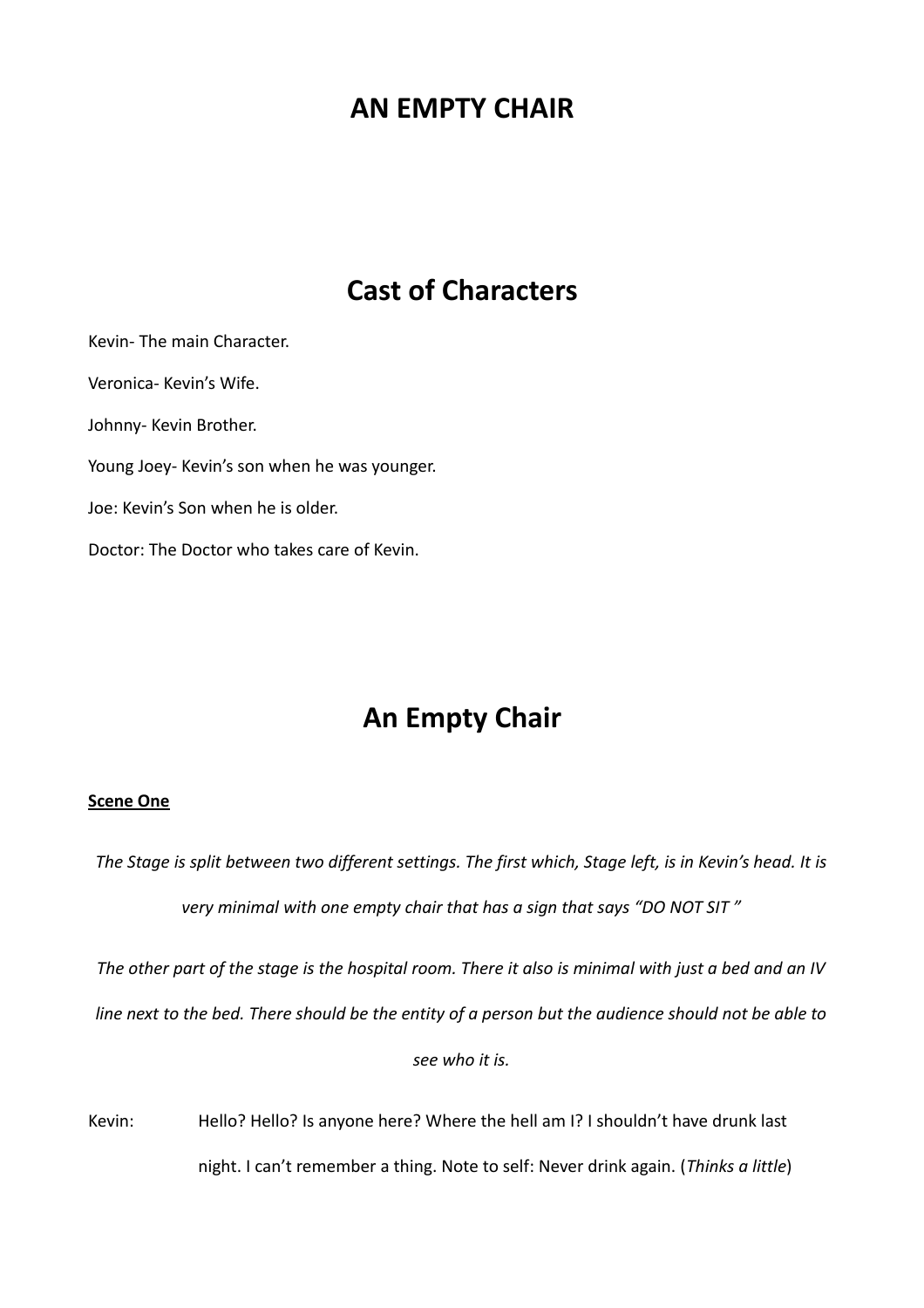# AN EMPTY CHAIR

## Cast of Characters

Kevin- The main Character.

Veronica- Kevin's Wife.

Johnny- Kevin Brother.

Young Joey- Kevin's son when he was younger.

Joe: Kevin's Son when he is older.

Doctor: The Doctor who takes care of Kevin.

## An Empty Chair

**Scene One**

*The Stage is split between two different settings. The first which, Stage left, is in Kevin's head. It is very minimal with one empty chair that has a sign that says "DO NOT SIT "*

*The other part of the stage is the hospital room. There it also is minimal with just a bed and an IV line next to the bed. There should be the entity of a person but the audience should not be able to see who it is.*

Kevin: Hello? Hello? Is anyone here? Where the hell am I? I shouldn't have drunk last night. I can't remember a thing. Note to self: Never drink again. (*Thinks a little*)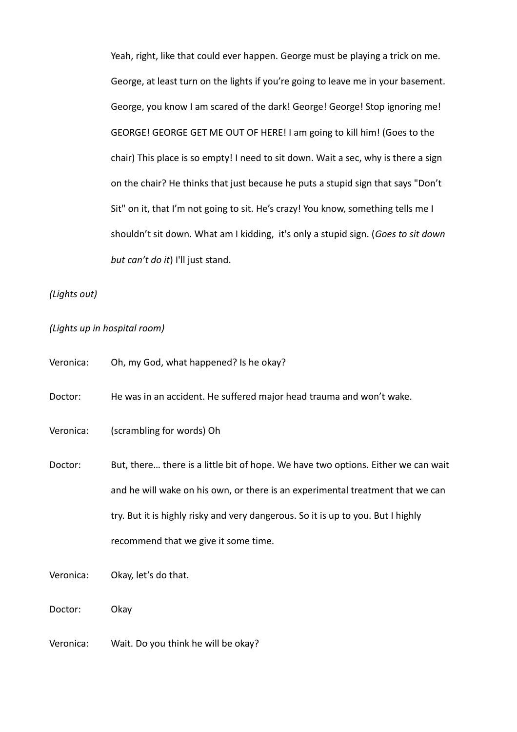Yeah, right, like that could ever happen. George must be playing a trick on me. George, at least turn on the lights if you're going to leave me in your basement. George, you know I am scared of the dark! George! George! Stop ignoring me! GEORGE! GEORGE GET ME OUT OF HERE! I am going to kill him! (Goes to the chair) This place is so empty! I need to sit down. Wait a sec, why is there a sign on the chair? He thinks that just because he puts a stupid sign that says "Don't Sit" on it, that I'm not going to sit. He's crazy! You know, something tells me I shouldn't sit down. What am I kidding, it's only a stupid sign. (*Goes to sit down but can't do it*) I'll just stand.

*(Lights out)*

*(Lights up in hospital room)*

Veronica: Oh, my God, what happened? Is he okay?

Doctor: He was in an accident. He suffered major head trauma and won't wake.

Veronica: (scrambling for words) Oh

Doctor: But, there… there is a little bit of hope. We have two options. Either we can wait and he will wake on his own, or there is an experimental treatment that we can try. But it is highly risky and very dangerous. So it is up to you. But I highly recommend that we give it some time.

Veronica: Okay, let's do that.

Doctor: Okay

Veronica: Wait. Do you think he will be okay?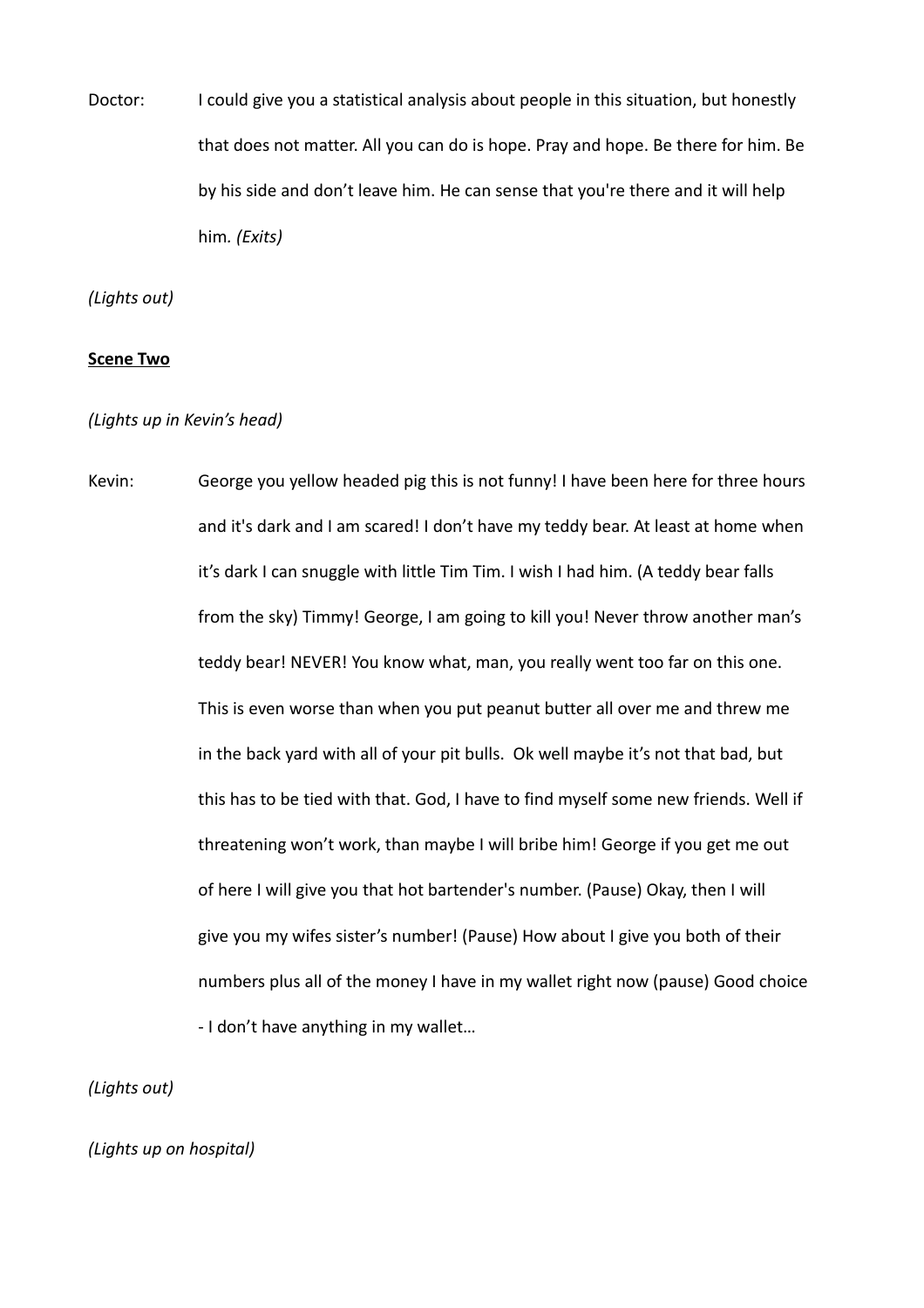Doctor: I could give you a statistical analysis about people in this situation, but honestly that does not matter. All you can do is hope. Pray and hope. Be there for him. Be by his side and don't leave him. He can sense that you're there and it will help him. *(Exits)*

*(Lights out)*

**Scene Two**

*(Lights up in Kevin's head)*

Kevin: George you yellow headed pig this is not funny! I have been here for three hours and it's dark and I am scared! I don't have my teddy bear. At least at home when it's dark I can snuggle with little Tim Tim. I wish I had him. (A teddy bear falls from the sky) Timmy! George, I am going to kill you! Never throw another man's teddy bear! NEVER! You know what, man, you really went too far on this one. This is even worse than when you put peanut butter all over me and threw me in the back yard with all of your pit bulls. Ok well maybe it's not that bad, but this has to be tied with that. God, I have to find myself some new friends. Well if threatening won't work, than maybe I will bribe him! George if you get me out of here I will give you that hot bartender's number. (Pause) Okay, then I will give you my wifes sister's number! (Pause) How about I give you both of their numbers plus all of the money I have in my wallet right now (pause) Good choice - I don't have anything in my wallet…

*(Lights out)*

*(Lights up on hospital)*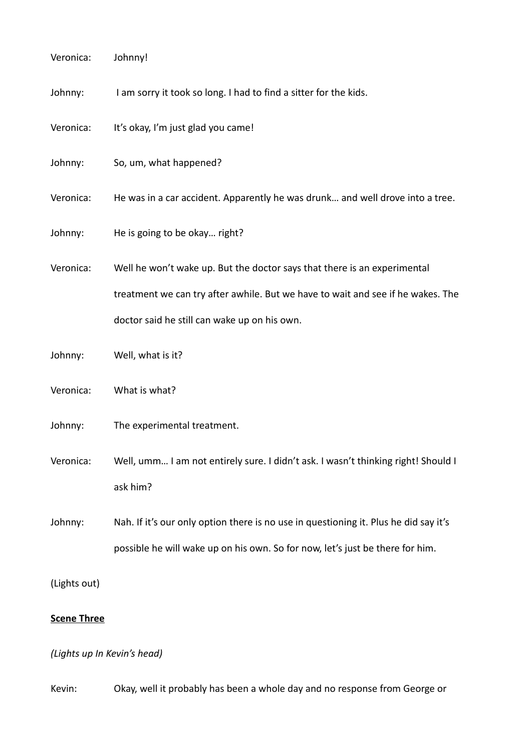Veronica: Johnny!

Johnny: I am sorry it took so long. I had to find a sitter for the kids.

Veronica: It's okay, I'm just glad you came!

Johnny: So, um, what happened?

Veronica: He was in a car accident. Apparently he was drunk… and well drove into a tree.

Johnny: He is going to be okay… right?

Veronica: Well he won't wake up. But the doctor says that there is an experimental treatment we can try after awhile. But we have to wait and see if he wakes. The doctor said he still can wake up on his own.

Johnny: Well, what is it?

Veronica: What is what?

Johnny: The experimental treatment.

Veronica: Well, umm… I am not entirely sure. I didn't ask. I wasn't thinking right! Should I ask him?

Johnny: Nah. If it's our only option there is no use in questioning it. Plus he did say it's possible he will wake up on his own. So for now, let's just be there for him.

(Lights out)

**Scene Three**

*(Lights up In Kevin's head)*

Kevin: Okay, well it probably has been a whole day and no response from George or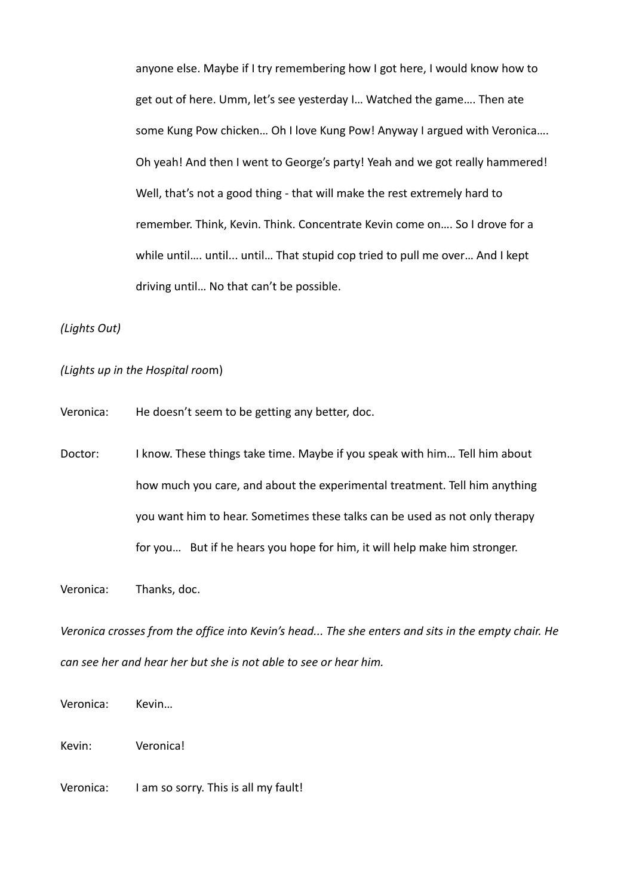anyone else. Maybe if I try remembering how I got here, I would know how to get out of here. Umm, let's see yesterday I… Watched the game…. Then ate some Kung Pow chicken… Oh I love Kung Pow! Anyway I argued with Veronica…. Oh yeah! And then I went to George's party! Yeah and we got really hammered! Well, that's not a good thing - that will make the rest extremely hard to remember. Think, Kevin. Think. Concentrate Kevin come on…. So I drove for a while until…. until... until… That stupid cop tried to pull me over… And I kept driving until… No that can't be possible.

*(Lights Out)*

*(Lights up in the Hospital roo*m)

Veronica: He doesn't seem to be getting any better, doc.

Doctor: I know. These things take time. Maybe if you speak with him… Tell him about how much you care, and about the experimental treatment. Tell him anything you want him to hear. Sometimes these talks can be used as not only therapy for you… But if he hears you hope for him, it will help make him stronger.

Veronica: Thanks, doc.

*Veronica crosses from the office into Kevin's head... The she enters and sits in the empty chair. He can see her and hear her but she is not able to see or hear him.*

Veronica: Kevin…

Kevin: Veronica!

Veronica: I am so sorry. This is all my fault!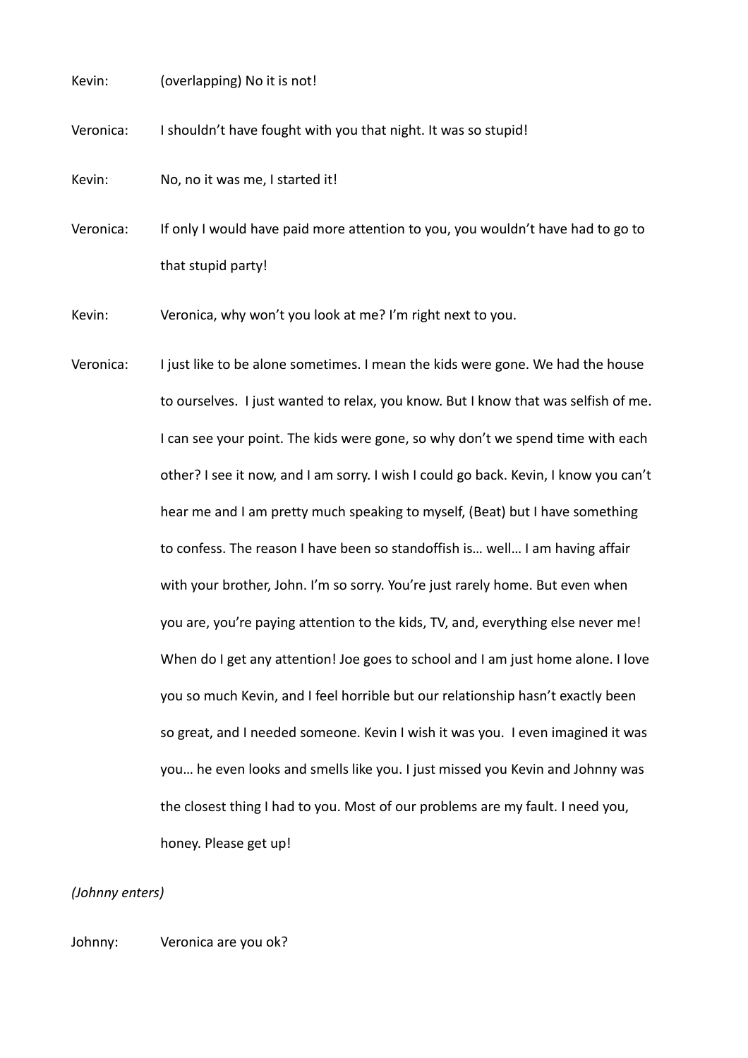Kevin: (overlapping) No it is not!

Veronica: I shouldn't have fought with you that night. It was so stupid!

Kevin: No, no it was me, I started it!

Veronica: If only I would have paid more attention to you, you wouldn't have had to go to that stupid party!

Kevin: Veronica, why won't you look at me? I'm right next to you.

Veronica: I just like to be alone sometimes. I mean the kids were gone. We had the house to ourselves. I just wanted to relax, you know. But I know that was selfish of me. I can see your point. The kids were gone, so why don't we spend time with each other? I see it now, and I am sorry. I wish I could go back. Kevin, I know you can't hear me and I am pretty much speaking to myself, (Beat) but I have something to confess. The reason I have been so standoffish is… well… I am having affair with your brother, John. I'm so sorry. You're just rarely home. But even when you are, you're paying attention to the kids, TV, and, everything else never me! When do I get any attention! Joe goes to school and I am just home alone. I love you so much Kevin, and I feel horrible but our relationship hasn't exactly been so great, and I needed someone. Kevin I wish it was you. I even imagined it was you… he even looks and smells like you. I just missed you Kevin and Johnny was the closest thing I had to you. Most of our problems are my fault. I need you, honey. Please get up!

*(Johnny enters)*

Johnny: Veronica are you ok?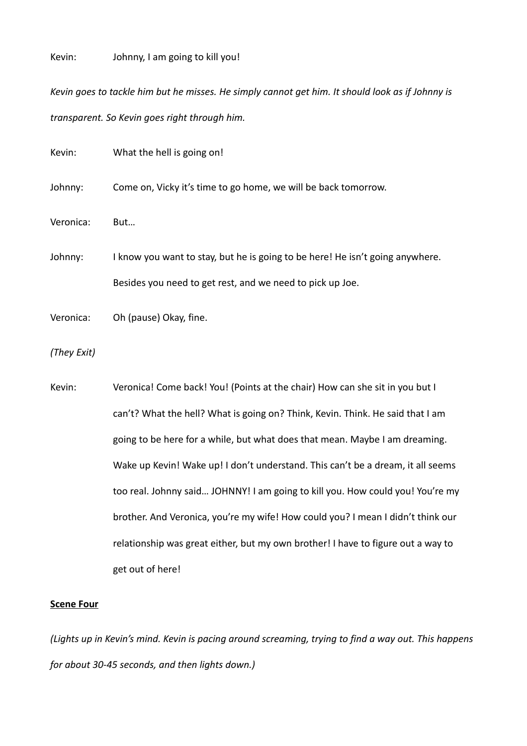Kevin: Johnny, I am going to kill you!

*Kevin goes to tackle him but he misses. He simply cannot get him. It should look as if Johnny is transparent. So Kevin goes right through him.*

Kevin: What the hell is going on!

Johnny: Come on, Vicky it's time to go home, we will be back tomorrow.

Veronica: But…

Johnny: I know you want to stay, but he is going to be here! He isn't going anywhere. Besides you need to get rest, and we need to pick up Joe.

Veronica: Oh (pause) Okay, fine.

*(They Exit)*

Kevin: Veronica! Come back! You! (Points at the chair) How can she sit in you but I can't? What the hell? What is going on? Think, Kevin. Think. He said that I am going to be here for a while, but what does that mean. Maybe I am dreaming. Wake up Kevin! Wake up! I don't understand. This can't be a dream, it all seems too real. Johnny said… JOHNNY! I am going to kill you. How could you! You're my brother. And Veronica, you're my wife! How could you? I mean I didn't think our relationship was great either, but my own brother! I have to figure out a way to get out of here!

**Scene Four**

*(Lights up in Kevin's mind. Kevin is pacing around screaming, trying to find a way out. This happens for about 30-45 seconds, and then lights down.)*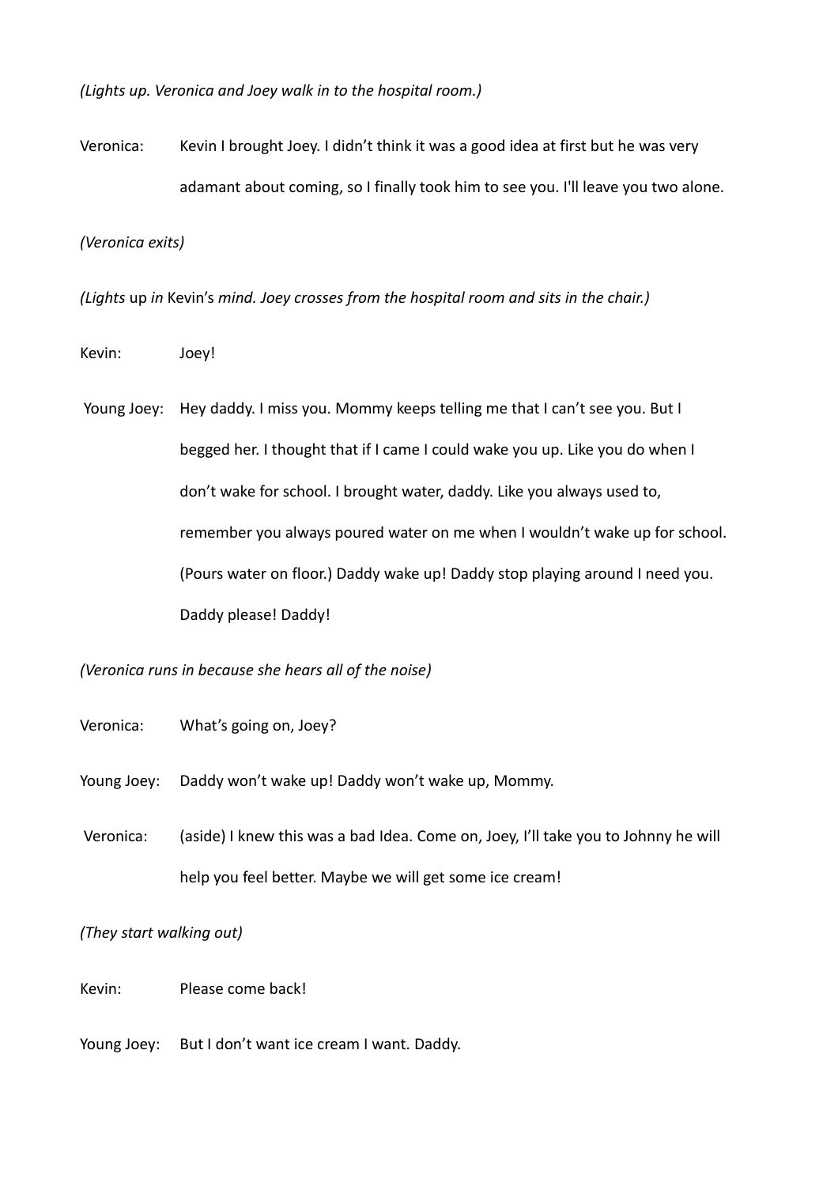*(Lights up. Veronica and Joey walk in to the hospital room.)*

Veronica: Kevin I brought Joey. I didn't think it was a good idea at first but he was very adamant about coming, so I finally took him to see you. I'll leave you two alone.

*(Veronica exits)*

*(Lights* up *in* Kevin's *mind. Joey crosses from the hospital room and sits in the chair.)*

Kevin: Joey!

Young Joey: Hey daddy. I miss you. Mommy keeps telling me that I can't see you. But I begged her. I thought that if I came I could wake you up. Like you do when I don't wake for school. I brought water, daddy. Like you always used to, remember you always poured water on me when I wouldn't wake up for school. (Pours water on floor.) Daddy wake up! Daddy stop playing around I need you. Daddy please! Daddy!

*(Veronica runs in because she hears all of the noise)*

Veronica: What's going on, Joey?

Young Joey: Daddy won't wake up! Daddy won't wake up, Mommy.

Veronica: (aside) I knew this was a bad Idea. Come on, Joey, I'll take you to Johnny he will help you feel better. Maybe we will get some ice cream!

*(They start walking out)*

Kevin: Please come back!

Young Joey: But I don't want ice cream I want. Daddy.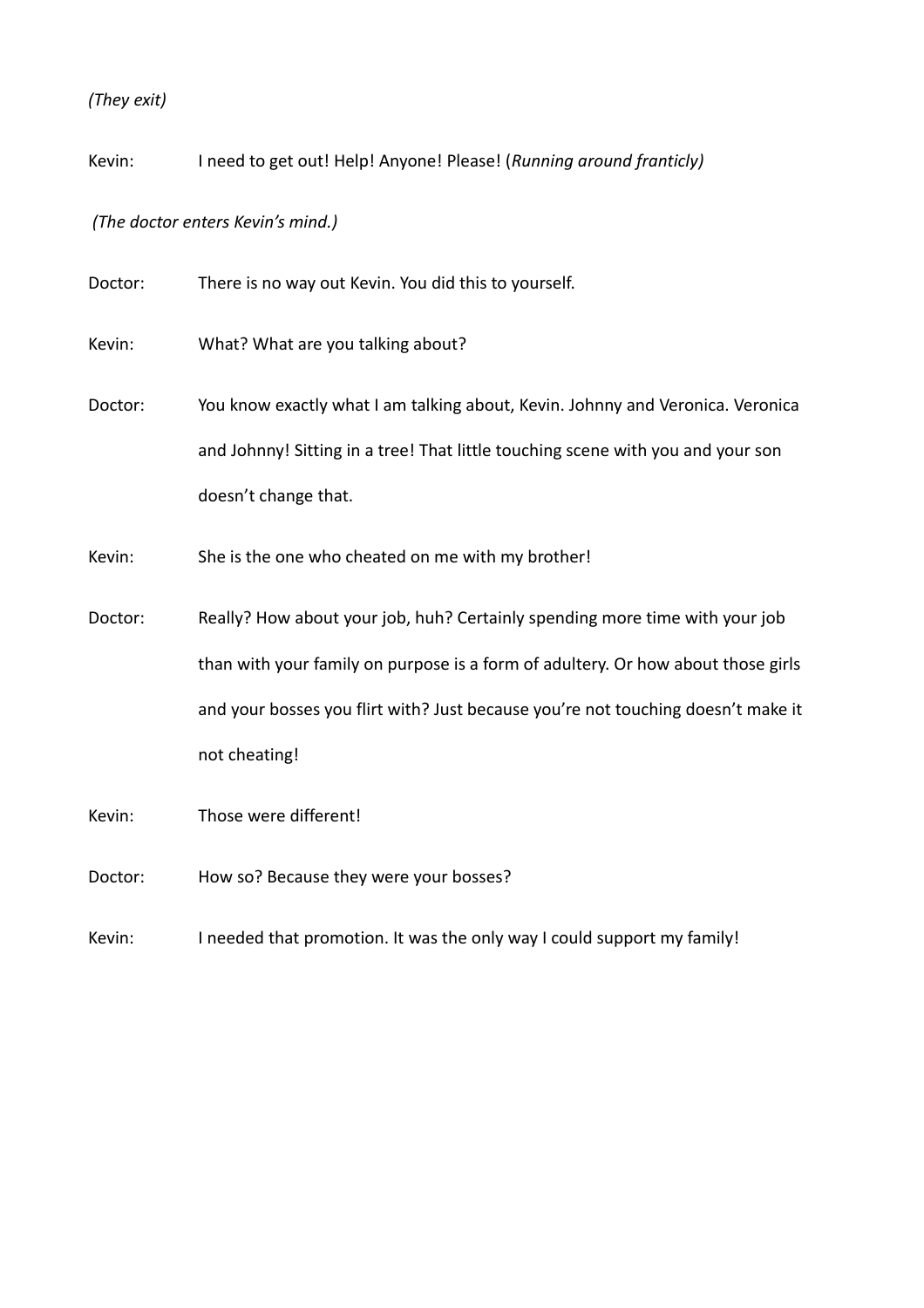*(They exit)*

Kevin: I need to get out! Help! Anyone! Please! (*Running around franticly)*

*(The doctor enters Kevin's mind.)*

Doctor: There is no way out Kevin. You did this to yourself.

Kevin: What? What are you talking about?

Doctor: You know exactly what I am talking about, Kevin. Johnny and Veronica. Veronica and Johnny! Sitting in a tree! That little touching scene with you and your son doesn't change that.

Kevin: She is the one who cheated on me with my brother!

Doctor: Really? How about your job, huh? Certainly spending more time with your job than with your family on purpose is a form of adultery. Or how about those girls and your bosses you flirt with? Just because you're not touching doesn't make it not cheating!

Kevin: Those were different!

Doctor: How so? Because they were your bosses?

Kevin: I needed that promotion. It was the only way I could support my family!